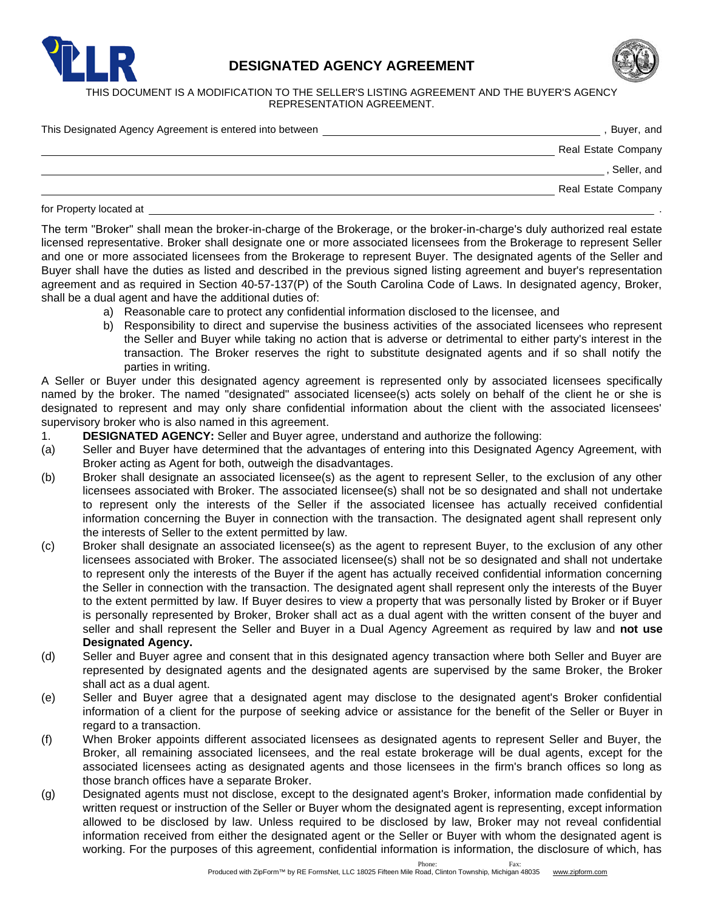# DESIGNATED AGENCY AGREEMENT

THIS DOCUMENT IS A MODIFICATION TO THE SELLER'S LISTING AGREEMENT AND THE BUYER'S AGENCY REPRESENTATION AGREEMENT.

This Designated Agency Agreement is entered into between \_\_\_\_\_\_\_\_\_\_\_\_\_\_\_\_\_\_\_\_\_\_\_\_\_\_\_\_\_\_\_\_\_\_\_\_\_\_\_\_\_\_\_\_ , Buyer, and

\_\_\_\_\_\_\_\_\_\_\_\_\_\_\_\_\_\_\_\_\_\_\_\_\_\_\_\_\_\_\_\_\_\_\_\_\_\_\_\_\_\_\_\_\_\_\_\_\_\_\_\_\_\_\_\_\_\_\_\_\_\_\_\_\_\_\_\_\_\_\_\_ Real Estate Company

\_\_\_\_\_\_\_\_\_\_\_\_\_\_\_\_\_\_\_\_\_\_\_\_\_\_\_\_\_\_\_\_\_\_\_\_\_\_\_\_\_\_\_\_\_\_\_\_\_\_\_\_\_\_\_\_\_\_\_\_\_\_\_\_\_\_\_\_\_\_\_\_\_\_\_\_ , Seller, and

\_\_\_\_\_\_\_\_\_\_\_\_\_\_\_\_\_\_\_\_\_\_\_\_\_\_\_\_\_\_\_\_\_\_\_\_\_\_\_\_\_\_\_\_\_\_\_\_\_\_\_\_\_\_\_\_\_\_\_\_\_\_\_\_\_\_\_\_\_\_\_\_ Real Estate Company

for Property located at \_\_\_\_\_\_\_\_\_\_\_\_\_\_\_\_\_\_\_\_\_\_\_\_\_\_\_\_\_\_\_\_\_\_\_\_\_\_\_\_\_\_\_\_\_\_\_\_\_\_\_\_\_\_\_\_\_\_\_\_\_\_\_\_\_\_\_\_ .

The term "Broker" shall mean the broker-in-charge of the Brokerage, or the broker-in-charge's duly authorized real estate licensed representative. Broker shall designate one or more associated licensees from the Brokerage to represent Seller and one or more associated licensees from the Brokerage to represent Buyer. The designated agents of the Seller and Buyer shall have the duties as listed and described in the previous signed listing agreement and buyer's representation agreement and as required in Section 40-57-137(P) of the South Carolina Code of Laws. In designated agency, Broker, shall be a dual agent and have the additional duties of:

a) Reasonable care to protect any confidential information disclosed to the licensee, and
b) Responsibility to direct and supervise the business activities of the associated licensees who represent the Seller and Buyer while taking no action that is adverse or detrimental to either party's interest in the transaction. The Broker reserves the right to substitute designated agents and if so shall notify the parties in writing.

A Seller or Buyer under this designated agency agreement is represented only by associated licensees specifically named by the broker. The named "designated" associated licensee(s) acts solely on behalf of the client he or she is designated to represent and may only share confidential information about the client with the associated licensees' supervisory broker who is also named in this agreement.

1. **DESIGNATED AGENCY:** Seller and Buyer agree, understand and authorize the following:

(a) Seller and Buyer have determined that the advantages of entering into this Designated Agency Agreement, with Broker acting as Agent for both, outweigh the disadvantages.

(b) Broker shall designate an associated licensee(s) as the agent to represent Seller, to the exclusion of any other licensees associated with Broker. The associated licensee(s) shall not be so designated and shall not undertake to represent only the interests of the Seller if the associated licensee has actually received confidential information concerning the Buyer in connection with the transaction. The designated agent shall represent only the interests of Seller to the extent permitted by law.

(c) Broker shall designate an associated licensee(s) as the agent to represent Buyer, to the exclusion of any other licensees associated with Broker. The associated licensee(s) shall not be so designated and shall not undertake to represent only the interests of the Buyer if the agent has actually received confidential information concerning the Seller in connection with the transaction. The designated agent shall represent only the interests of the Buyer to the extent permitted by law. If Buyer desires to view a property that was personally listed by Broker or if Buyer is personally represented by Broker, Broker shall act as a dual agent with the written consent of the buyer and seller and shall represent the Seller and Buyer in a Dual Agency Agreement as required by law and **not use Designated Agency.**

(d) Seller and Buyer agree and consent that in this designated agency transaction where both Seller and Buyer are represented by designated agents and the designated agents are supervised by the same Broker, the Broker shall act as a dual agent.

(e) Seller and Buyer agree that a designated agent may disclose to the designated agent's Broker confidential information of a client for the purpose of seeking advice or assistance for the benefit of the Seller or Buyer in regard to a transaction.

(f) When Broker appoints different associated licensees as designated agents to represent Seller and Buyer, the Broker, all remaining associated licensees, and the real estate brokerage will be dual agents, except for the associated licensees acting as designated agents and those licensees in the firm's branch offices so long as those branch offices have a separate Broker.

(g) Designated agents must not disclose, except to the designated agent's Broker, information made confidential by written request or instruction of the Seller or Buyer whom the designated agent is representing, except information allowed to be disclosed by law. Unless required to be disclosed by law, Broker may not reveal confidential information received from either the designated agent or the Seller or Buyer with whom the designated agent is working. For the purposes of this agreement, confidential information is information, the disclosure of which, has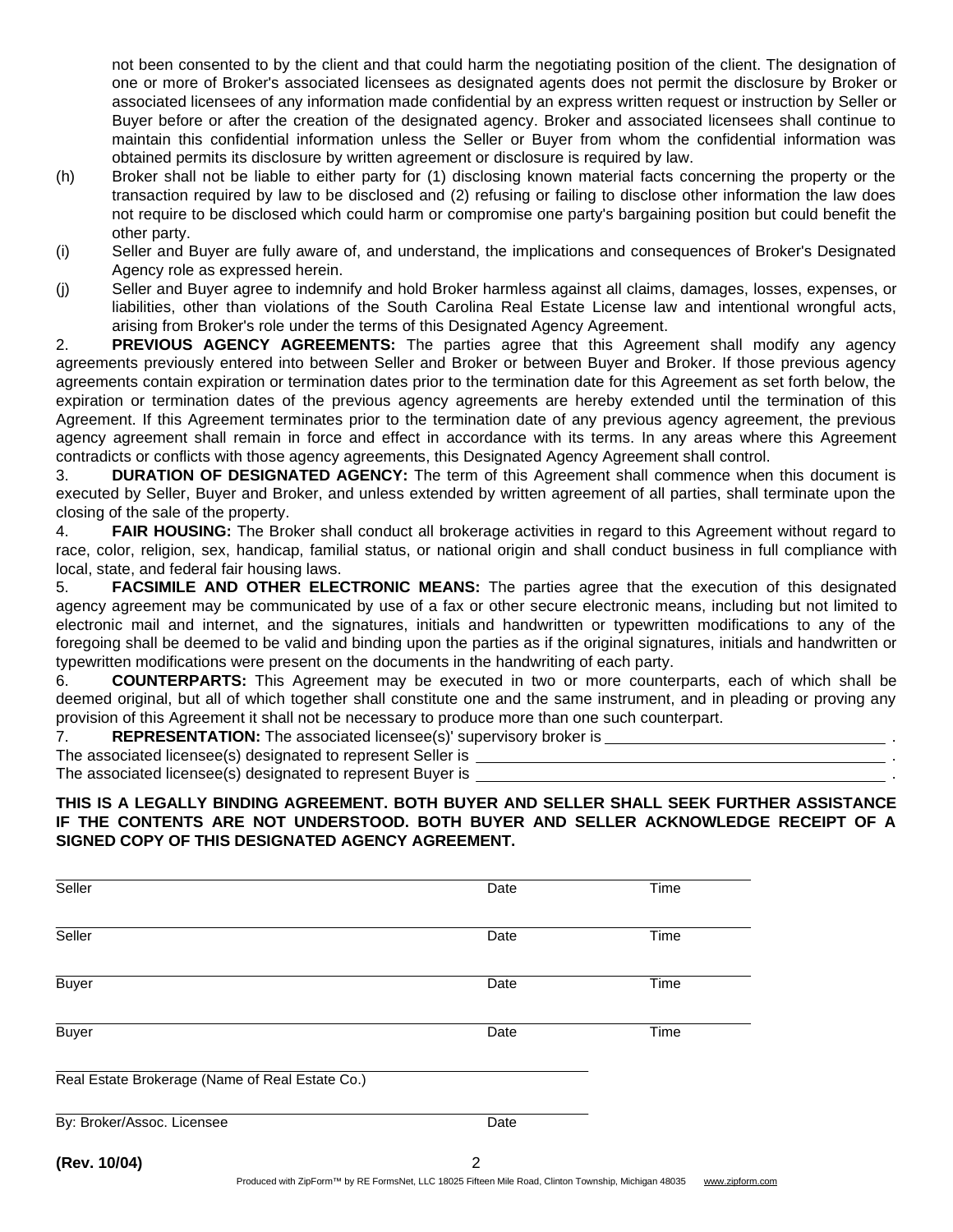not been consented to by the client and that could harm the negotiating position of the client. The designation of one or more of Broker's associated licensees as designated agents does not permit the disclosure by Broker or associated licensees of any information made confidential by an express written request or instruction by Seller or Buyer before or after the creation of the designated agency. Broker and associated licensees shall continue to maintain this confidential information unless the Seller or Buyer from whom the confidential information was obtained permits its disclosure by written agreement or disclosure is required by law.

(h) Broker shall not be liable to either party for (1) disclosing known material facts concerning the property or the transaction required by law to be disclosed and (2) refusing or failing to disclose other information the law does not require to be disclosed which could harm or compromise one party's bargaining position but could benefit the other party.

(i) Seller and Buyer are fully aware of, and understand, the implications and consequences of Broker's Designated Agency role as expressed herein.

(j) Seller and Buyer agree to indemnify and hold Broker harmless against all claims, damages, losses, expenses, or liabilities, other than violations of the South Carolina Real Estate License law and intentional wrongful acts, arising from Broker's role under the terms of this Designated Agency Agreement.

2. **PREVIOUS AGENCY AGREEMENTS:** The parties agree that this Agreement shall modify any agency agreements previously entered into between Seller and Broker or between Buyer and Broker. If those previous agency agreements contain expiration or termination dates prior to the termination date for this Agreement as set forth below, the expiration or termination dates of the previous agency agreements are hereby extended until the termination of this Agreement. If this Agreement terminates prior to the termination date of any previous agency agreement, the previous agency agreement shall remain in force and effect in accordance with its terms. In any areas where this Agreement contradicts or conflicts with those agency agreements, this Designated Agency Agreement shall control.

3. **DURATION OF DESIGNATED AGENCY:** The term of this Agreement shall commence when this document is executed by Seller, Buyer and Broker, and unless extended by written agreement of all parties, shall terminate upon the closing of the sale of the property.

4. **FAIR HOUSING:** The Broker shall conduct all brokerage activities in regard to this Agreement without regard to race, color, religion, sex, handicap, familial status, or national origin and shall conduct business in full compliance with local, state, and federal fair housing laws.

5. **FACSIMILE AND OTHER ELECTRONIC MEANS:** The parties agree that the execution of this designated agency agreement may be communicated by use of a fax or other secure electronic means, including but not limited to electronic mail and internet, and the signatures, initials and handwritten or typewritten modifications to any of the foregoing shall be deemed to be valid and binding upon the parties as if the original signatures, initials and handwritten or typewritten modifications were present on the documents in the handwriting of each party.

6. **COUNTERPARTS:** This Agreement may be executed in two or more counterparts, each of which shall be deemed original, but all of which together shall constitute one and the same instrument, and in pleading or proving any provision of this Agreement it shall not be necessary to produce more than one such counterpart.

7. **REPRESENTATION:** The associated licensee(s)' supervisory broker is ______________________________ .
The associated licensee(s) designated to represent Seller is ______________________________ .
The associated licensee(s) designated to represent Buyer is ______________________________ .

**THIS IS A LEGALLY BINDING AGREEMENT. BOTH BUYER AND SELLER SHALL SEEK FURTHER ASSISTANCE IF THE CONTENTS ARE NOT UNDERSTOOD. BOTH BUYER AND SELLER ACKNOWLEDGE RECEIPT OF A SIGNED COPY OF THIS DESIGNATED AGENCY AGREEMENT.**

______________________________________________________
Seller Date Time

______________________________________________________
Seller Date Time

______________________________________________________
Buyer Date Time

______________________________________________________
Buyer Date Time

______________________________________________________
Real Estate Brokerage (Name of Real Estate Co.)

______________________________________________________
By: Broker/Assoc. Licensee Date

**(Rev. 10/04)**

Produced with ZipForm™ by RE FormsNet, LLC 18025 Fifteen Mile Road, Clinton Township, Michigan 48035 www.zipform.com